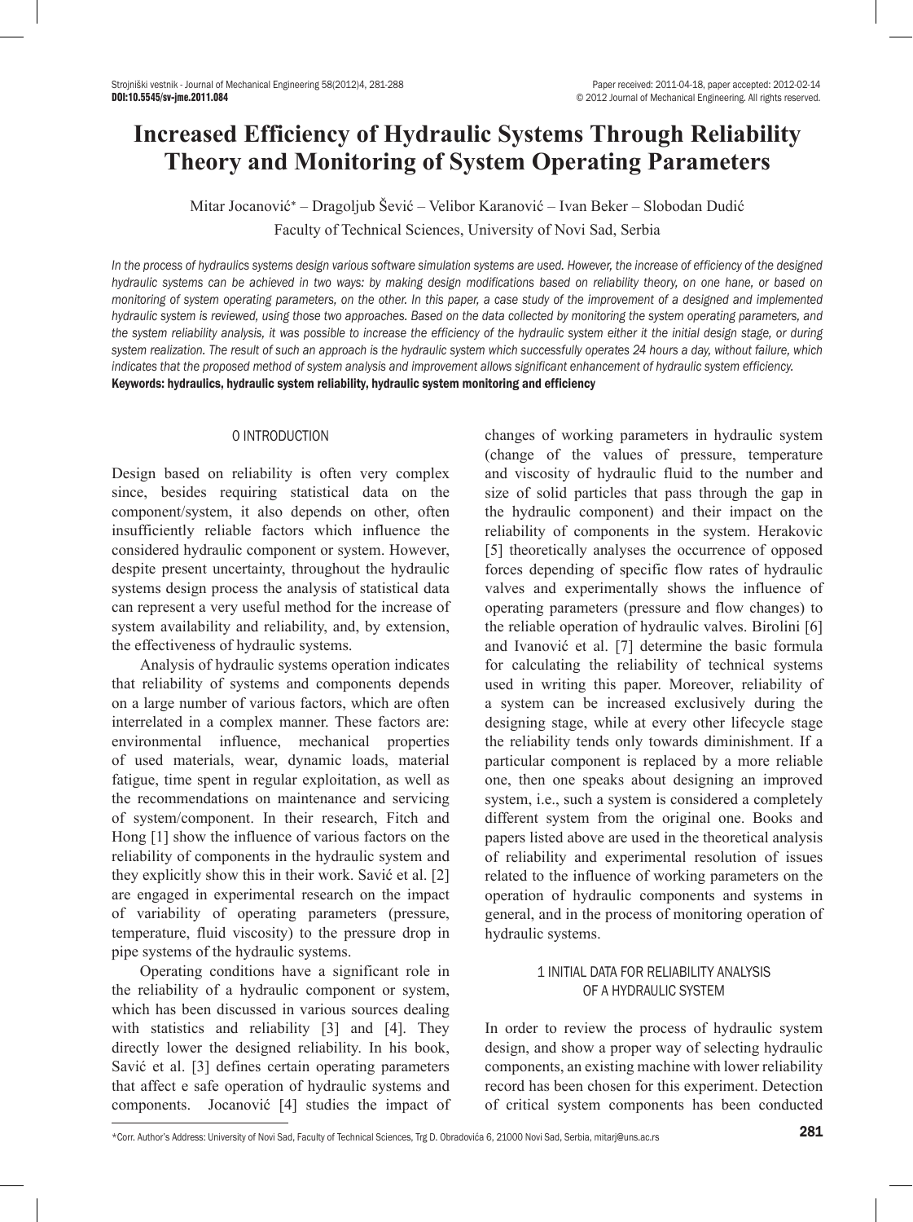# Increased Efficiency of Hydraulic Systems Through Reliability Theory and Monitoring of System Operating Parameters

Mitar Jocanović* – Dragoljub Šević – Velibor Karanović – Ivan Beker – Slobodan Dudić

Faculty of Technical Sciences, University of Novi Sad, Serbia

*In the process of hydraulics systems design various software simulation systems are used. However, the increase of efficiency of the designed hydraulic systems can be achieved in two ways: by making design modifications based on reliability theory, on one hane, or based on monitoring of system operating parameters, on the other. In this paper, a case study of the improvement of a designed and implemented hydraulic system is reviewed, using those two approaches. Based on the data collected by monitoring the system operating parameters, and the system reliability analysis, it was possible to increase the efficiency of the hydraulic system either it the initial design stage, or during system realization. The result of such an approach is the hydraulic system which successfully operates 24 hours a day, without failure, which indicates that the proposed method of system analysis and improvement allows significant enhancement of hydraulic system efficiency.*

**Keywords: hydraulics, hydraulic system reliability, hydraulic system monitoring and efficiency**

## 0 INTRODUCTION

Design based on reliability is often very complex since, besides requiring statistical data on the component/system, it also depends on other, often insufficiently reliable factors which influence the considered hydraulic component or system. However, despite present uncertainty, throughout the hydraulic systems design process the analysis of statistical data can represent a very useful method for the increase of system availability and reliability, and, by extension, the effectiveness of hydraulic systems.

Analysis of hydraulic systems operation indicates that reliability of systems and components depends on a large number of various factors, which are often interrelated in a complex manner. These factors are: environmental influence, mechanical properties of used materials, wear, dynamic loads, material fatigue, time spent in regular exploitation, as well as the recommendations on maintenance and servicing of system/component. In their research, Fitch and Hong [1] show the influence of various factors on the reliability of components in the hydraulic system and they explicitly show this in their work. Savić et al. [2] are engaged in experimental research on the impact of variability of operating parameters (pressure, temperature, fluid viscosity) to the pressure drop in pipe systems of the hydraulic systems.

Operating conditions have a significant role in the reliability of a hydraulic component or system, which has been discussed in various sources dealing with statistics and reliability [3] and [4]. They directly lower the designed reliability. In his book, Savić et al. [3] defines certain operating parameters that affect e safe operation of hydraulic systems and components. Jocanović [4] studies the impact of changes of working parameters in hydraulic system (change of the values of pressure, temperature and viscosity of hydraulic fluid to the number and size of solid particles that pass through the gap in the hydraulic component) and their impact on the reliability of components in the system. Herakovic [5] theoretically analyses the occurrence of opposed forces depending of specific flow rates of hydraulic valves and experimentally shows the influence of operating parameters (pressure and flow changes) to the reliable operation of hydraulic valves. Birolini [6] and Ivanović et al. [7] determine the basic formula for calculating the reliability of technical systems used in writing this paper. Moreover, reliability of a system can be increased exclusively during the designing stage, while at every other lifecycle stage the reliability tends only towards diminishment. If a particular component is replaced by a more reliable one, then one speaks about designing an improved system, i.e., such a system is considered a completely different system from the original one. Books and papers listed above are used in the theoretical analysis of reliability and experimental resolution of issues related to the influence of working parameters on the operation of hydraulic components and systems in general, and in the process of monitoring operation of hydraulic systems.

## 1 INITIAL DATA FOR RELIABILITY ANALYSIS OF A HYDRAULIC SYSTEM

In order to review the process of hydraulic system design, and show a proper way of selecting hydraulic components, an existing machine with lower reliability record has been chosen for this experiment. Detection of critical system components has been conducted

*Corr. Author's Address: University of Novi Sad, Faculty of Technical Sciences, Trg D. Obradovića 6, 21000 Novi Sad, Serbia, mitarj@uns.ac.rs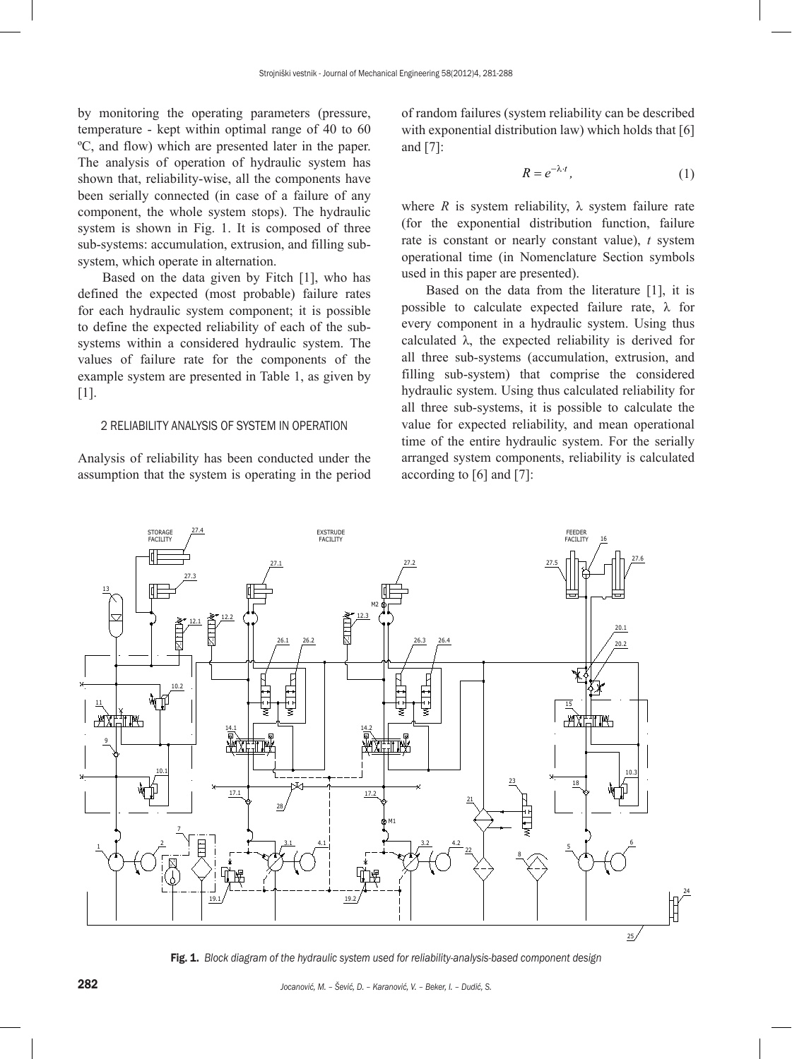by monitoring the operating parameters (pressure, temperature - kept within optimal range of 40 to 60 ºC, and flow) which are presented later in the paper. The analysis of operation of hydraulic system has shown that, reliability-wise, all the components have been serially connected (in case of a failure of any component, the whole system stops). The hydraulic system is shown in Fig. 1. It is composed of three sub-systems: accumulation, extrusion, and filling sub-system, which operate in alternation.

Based on the data given by Fitch [1], who has defined the expected (most probable) failure rates for each hydraulic system component; it is possible to define the expected reliability of each of the sub-systems within a considered hydraulic system. The values of failure rate for the components of the example system are presented in Table 1, as given by [1].

## 2 RELIABILITY ANALYSIS OF SYSTEM IN OPERATION

Analysis of reliability has been conducted under the assumption that the system is operating in the period of random failures (system reliability can be described with exponential distribution law) which holds that [6] and [7]:

$$R = e^{-\lambda \cdot t}, \tag{1}$$

where $R$ is system reliability, $\lambda$ system failure rate (for the exponential distribution function, failure rate is constant or nearly constant value), $t$ system operational time (in Nomenclature Section symbols used in this paper are presented).

Based on the data from the literature [1], it is possible to calculate expected failure rate, $\lambda$ for every component in a hydraulic system. Using thus calculated $\lambda$, the expected reliability is derived for all three sub-systems (accumulation, extrusion, and filling sub-system) that comprise the considered hydraulic system. Using thus calculated reliability for all three sub-systems, it is possible to calculate the value for expected reliability, and mean operational time of the entire hydraulic system. For the serially arranged system components, reliability is calculated according to [6] and [7]:

**Fig. 1.** *Block diagram of the hydraulic system used for reliability-analysis-based component design*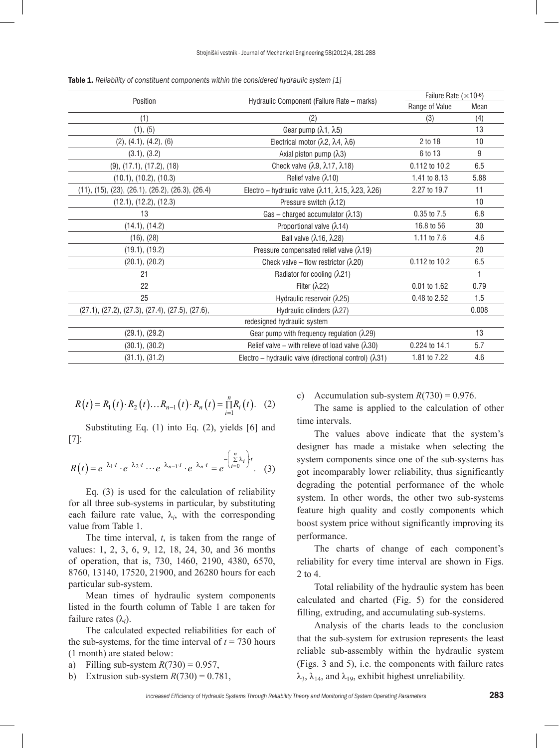**Table 1.** *Reliability of constituent components within the considered hydraulic system [1]*

| Position | Hydraulic Component (Failure Rate – marks) | Failure Rate (×10⁻⁶) | |
|---|---|---|---|
| | | Range of Value | Mean |
| (1) | (2) | (3) | (4) |
| (1), (5) | Gear pump (λ1, λ5) | | 13 |
| (2), (4.1), (4.2), (6) | Electrical motor (λ2, λ4, λ6) | 2 to 18 | 10 |
| (3.1), (3.2) | Axial piston pump (λ3) | 6 to 13 | 9 |
| (9), (17.1), (17.2), (18) | Check valve (λ9, λ17, λ18) | 0.112 to 10.2 | 6.5 |
| (10.1), (10.2), (10.3) | Relief valve (λ10) | 1.41 to 8.13 | 5.88 |
| (11), (15), (23), (26.1), (26.2), (26.3), (26.4) | Electro – hydraulic valve (λ11, λ15, λ23, λ26) | 2.27 to 19.7 | 11 |
| (12.1), (12.2), (12.3) | Pressure switch (λ12) | | 10 |
| 13 | Gas – charged accumulator (λ13) | 0.35 to 7.5 | 6.8 |
| (14.1), (14.2) | Proportional valve (λ14) | 16.8 to 56 | 30 |
| (16), (28) | Ball valve (λ16, λ28) | 1.11 to 7.6 | 4.6 |
| (19.1), (19.2) | Pressure compensated relief valve (λ19) | | 20 |
| (20.1), (20.2) | Check valve – flow restrictor (λ20) | 0.112 to 10.2 | 6.5 |
| 21 | Radiator for cooling (λ21) | | 1 |
| 22 | Filter (λ22) | 0.01 to 1.62 | 0.79 |
| 25 | Hydraulic reservoir (λ25) | 0.48 to 2.52 | 1.5 |
| (27.1), (27.2), (27.3), (27.4), (27.5), (27.6), | Hydraulic cilinders (λ27) | | 0.008 |
| | redesigned hydraulic system | | |
| (29.1), (29.2) | Gear pump with frequency regulation (λ29) | | 13 |
| (30.1), (30.2) | Relief valve – with relieve of load valve (λ30) | 0.224 to 14.1 | 5.7 |
| (31.1), (31.2) | Electro – hydraulic valve (directional control) (λ31) | 1.81 to 7.22 | 4.6 |

$$R(t) = R_1(t) \cdot R_2(t) \ldots R_{n-1}(t) \cdot R_n(t) = \prod_{i=1}^{n} R_i(t). \quad (2)$$

Substituting Eq. (1) into Eq. (2), yields [6] and [7]:

$$R(t) = e^{-\lambda_1 \cdot t} \cdot e^{-\lambda_2 \cdot t} \cdots e^{-\lambda_{n-1} \cdot t} \cdot e^{-\lambda_n \cdot t} = e^{-\left(\sum_{i=0}^{n} \lambda_i\right) \cdot t}. \quad (3)$$

Eq. (3) is used for the calculation of reliability for all three sub-systems in particular, by substituting each failure rate value, $\lambda_i$, with the corresponding value from Table 1.

The time interval, $t$, is taken from the range of values: 1, 2, 3, 6, 9, 12, 18, 24, 30, and 36 months of operation, that is, 730, 1460, 2190, 4380, 6570, 8760, 13140, 17520, 21900, and 26280 hours for each particular sub-system.

Mean times of hydraulic system components listed in the fourth column of Table 1 are taken for failure rates ($\lambda_i$).

The calculated expected reliabilities for each of the sub-systems, for the time interval of $t$ = 730 hours (1 month) are stated below:

a) Filling sub-system $R(730) = 0.957$,
b) Extrusion sub-system $R(730) = 0.781$,
c) Accumulation sub-system $R(730) = 0.976$.

The same is applied to the calculation of other time intervals.

The values above indicate that the system's designer has made a mistake when selecting the system components since one of the sub-systems has got incomparably lower reliability, thus significantly degrading the potential performance of the whole system. In other words, the other two sub-systems feature high quality and costly components which boost system price without significantly improving its performance.

The charts of change of each component's reliability for every time interval are shown in Figs. 2 to 4.

Total reliability of the hydraulic system has been calculated and charted (Fig. 5) for the considered filling, extruding, and accumulating sub-systems.

Analysis of the charts leads to the conclusion that the sub-system for extrusion represents the least reliable sub-assembly within the hydraulic system (Figs. 3 and 5), i.e. the components with failure rates $\lambda_3$, $\lambda_{14}$, and $\lambda_{19}$, exhibit highest unreliability.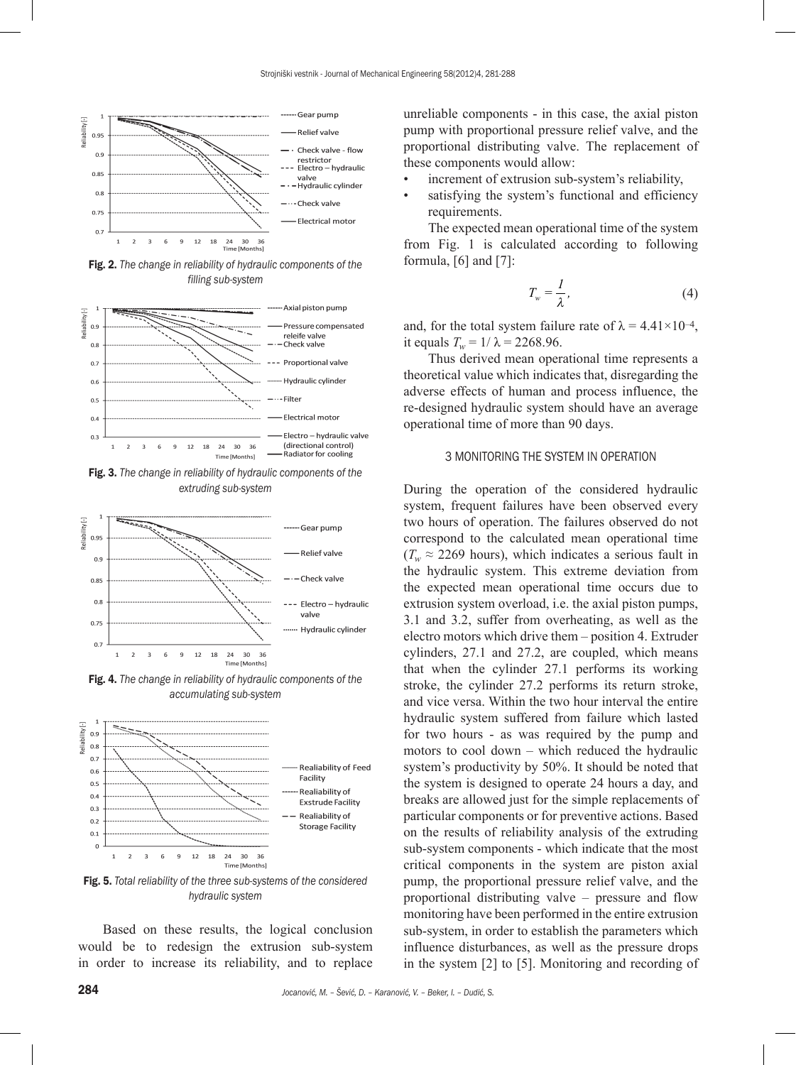Fig. 2. *The change in reliability of hydraulic components of the filling sub-system*

Fig. 3. *The change in reliability of hydraulic components of the extruding sub-system*

Fig. 4. *The change in reliability of hydraulic components of the accumulating sub-system*

Fig. 5. *Total reliability of the three sub-systems of the considered hydraulic system*

Based on these results, the logical conclusion would be to redesign the extrusion sub-system in order to increase its reliability, and to replace unreliable components - in this case, the axial piston pump with proportional pressure relief valve, and the proportional distributing valve. The replacement of these components would allow:

- increment of extrusion sub-system's reliability,
- satisfying the system's functional and efficiency requirements.

The expected mean operational time of the system from Fig. 1 is calculated according to following formula, [6] and [7]:

$$T_w = \frac{1}{\lambda}, \tag{4}$$

and, for the total system failure rate of $\lambda = 4.41 \times 10^{-4}$, it equals $T_w = 1/\lambda = 2268.96$.

Thus derived mean operational time represents a theoretical value which indicates that, disregarding the adverse effects of human and process influence, the re-designed hydraulic system should have an average operational time of more than 90 days.

## 3 MONITORING THE SYSTEM IN OPERATION

During the operation of the considered hydraulic system, frequent failures have been observed every two hours of operation. The failures observed do not correspond to the calculated mean operational time ($T_w \approx 2269$ hours), which indicates a serious fault in the hydraulic system. This extreme deviation from the expected mean operational time occurs due to extrusion system overload, i.e. the axial piston pumps, 3.1 and 3.2, suffer from overheating, as well as the electro motors which drive them – position 4. Extruder cylinders, 27.1 and 27.2, are coupled, which means that when the cylinder 27.1 performs its working stroke, the cylinder 27.2 performs its return stroke, and vice versa. Within the two hour interval the entire hydraulic system suffered from failure which lasted for two hours - as was required by the pump and motors to cool down – which reduced the hydraulic system's productivity by 50%. It should be noted that the system is designed to operate 24 hours a day, and breaks are allowed just for the simple replacements of particular components or for preventive actions. Based on the results of reliability analysis of the extruding sub-system components - which indicate that the most critical components in the system are piston axial pump, the proportional pressure relief valve, and the proportional distributing valve – pressure and flow monitoring have been performed in the entire extrusion sub-system, in order to establish the parameters which influence disturbances, as well as the pressure drops in the system [2] to [5]. Monitoring and recording of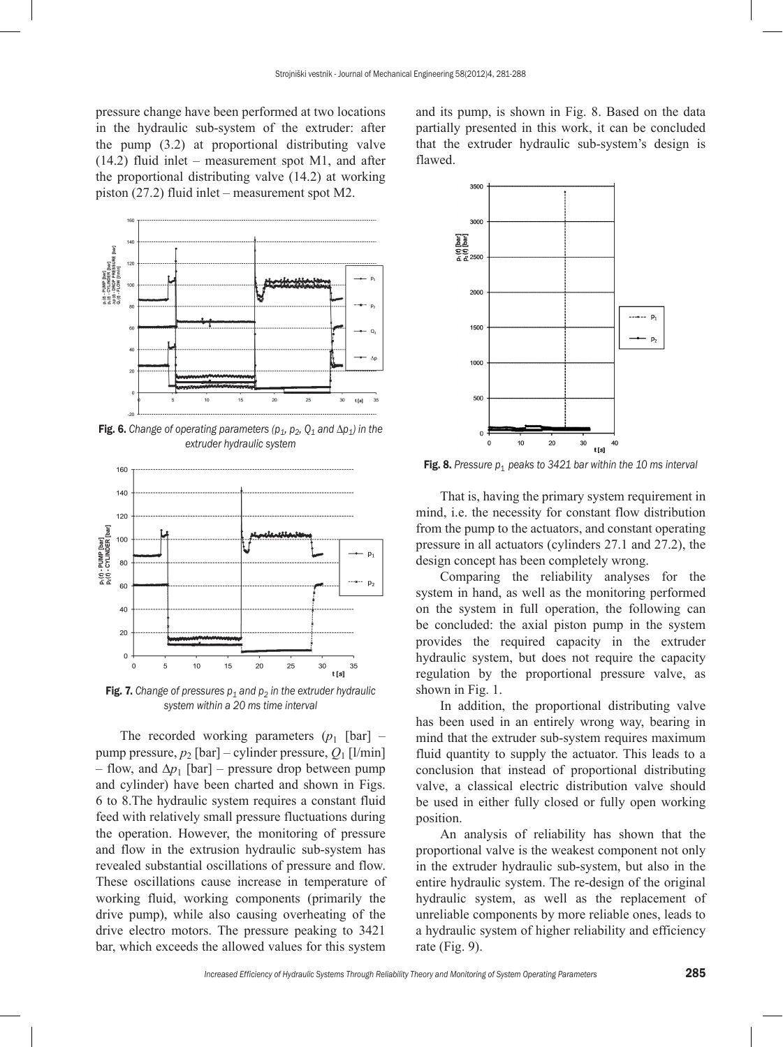pressure change have been performed at two locations in the hydraulic sub-system of the extruder: after the pump (3.2) at proportional distributing valve (14.2) fluid inlet – measurement spot M1, and after the proportional distributing valve (14.2) at working piston (27.2) fluid inlet – measurement spot M2.

**Fig. 6.** *Change of operating parameters ($p_1$, $p_2$, $Q_1$ and $\Delta p_1$) in the extruder hydraulic system*

**Fig. 7.** *Change of pressures $p_1$ and $p_2$ in the extruder hydraulic system within a 20 ms time interval*

The recorded working parameters ($p_1$ [bar] – pump pressure, $p_2$ [bar] – cylinder pressure, $Q_1$ [l/min] – flow, and $\Delta p_1$ [bar] – pressure drop between pump and cylinder) have been charted and shown in Figs. 6 to 8.The hydraulic system requires a constant fluid feed with relatively small pressure fluctuations during the operation. However, the monitoring of pressure and flow in the extrusion hydraulic sub-system has revealed substantial oscillations of pressure and flow. These oscillations cause increase in temperature of working fluid, working components (primarily the drive pump), while also causing overheating of the drive electro motors. The pressure peaking to 3421 bar, which exceeds the allowed values for this system and its pump, is shown in Fig. 8. Based on the data partially presented in this work, it can be concluded that the extruder hydraulic sub-system's design is flawed.

**Fig. 8.** *Pressure $p_1$ peaks to 3421 bar within the 10 ms interval*

That is, having the primary system requirement in mind, i.e. the necessity for constant flow distribution from the pump to the actuators, and constant operating pressure in all actuators (cylinders 27.1 and 27.2), the design concept has been completely wrong.

Comparing the reliability analyses for the system in hand, as well as the monitoring performed on the system in full operation, the following can be concluded: the axial piston pump in the system provides the required capacity in the extruder hydraulic system, but does not require the capacity regulation by the proportional pressure valve, as shown in Fig. 1.

In addition, the proportional distributing valve has been used in an entirely wrong way, bearing in mind that the extruder sub-system requires maximum fluid quantity to supply the actuator. This leads to a conclusion that instead of proportional distributing valve, a classical electric distribution valve should be used in either fully closed or fully open working position.

An analysis of reliability has shown that the proportional valve is the weakest component not only in the extruder hydraulic sub-system, but also in the entire hydraulic system. The re-design of the original hydraulic system, as well as the replacement of unreliable components by more reliable ones, leads to a hydraulic system of higher reliability and efficiency rate (Fig. 9).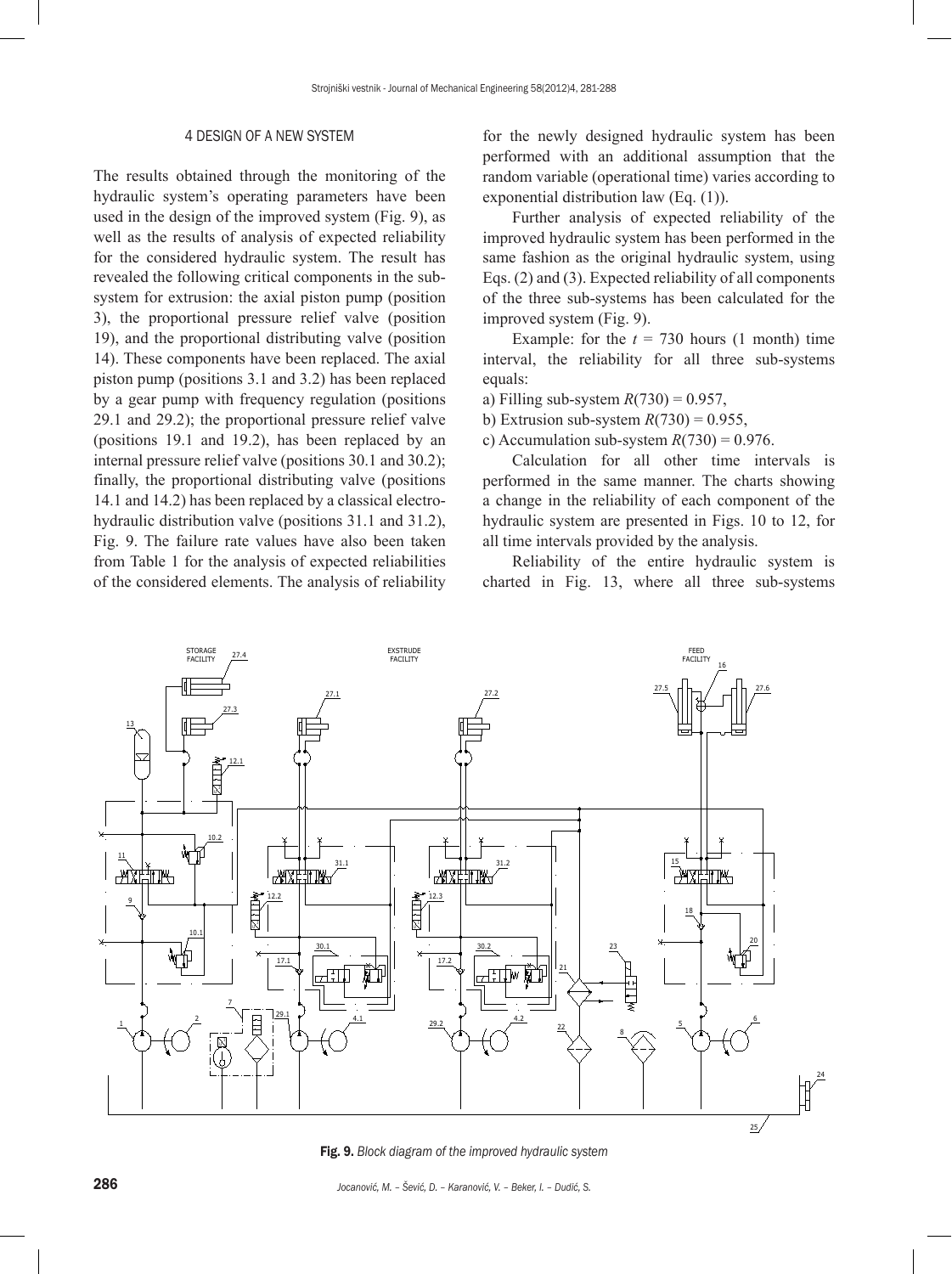## 4 DESIGN OF A NEW SYSTEM

The results obtained through the monitoring of the hydraulic system's operating parameters have been used in the design of the improved system (Fig. 9), as well as the results of analysis of expected reliability for the considered hydraulic system. The result has revealed the following critical components in the sub-system for extrusion: the axial piston pump (position 3), the proportional pressure relief valve (position 19), and the proportional distributing valve (position 14). These components have been replaced. The axial piston pump (positions 3.1 and 3.2) has been replaced by a gear pump with frequency regulation (positions 29.1 and 29.2); the proportional pressure relief valve (positions 19.1 and 19.2), has been replaced by an internal pressure relief valve (positions 30.1 and 30.2); finally, the proportional distributing valve (positions 14.1 and 14.2) has been replaced by a classical electro-hydraulic distribution valve (positions 31.1 and 31.2), Fig. 9. The failure rate values have also been taken from Table 1 for the analysis of expected reliabilities of the considered elements. The analysis of reliability for the newly designed hydraulic system has been performed with an additional assumption that the random variable (operational time) varies according to exponential distribution law (Eq. (1)).

Further analysis of expected reliability of the improved hydraulic system has been performed in the same fashion as the original hydraulic system, using Eqs. (2) and (3). Expected reliability of all components of the three sub-systems has been calculated for the improved system (Fig. 9).

Example: for the $t$ = 730 hours (1 month) time interval, the reliability for all three sub-systems equals:

a) Filling sub-system $R(730) = 0.957$,
b) Extrusion sub-system $R(730) = 0.955$,
c) Accumulation sub-system $R(730) = 0.976$.

Calculation for all other time intervals is performed in the same manner. The charts showing a change in the reliability of each component of the hydraulic system are presented in Figs. 10 to 12, for all time intervals provided by the analysis.

Reliability of the entire hydraulic system is charted in Fig. 13, where all three sub-systems

**Fig. 9.** *Block diagram of the improved hydraulic system*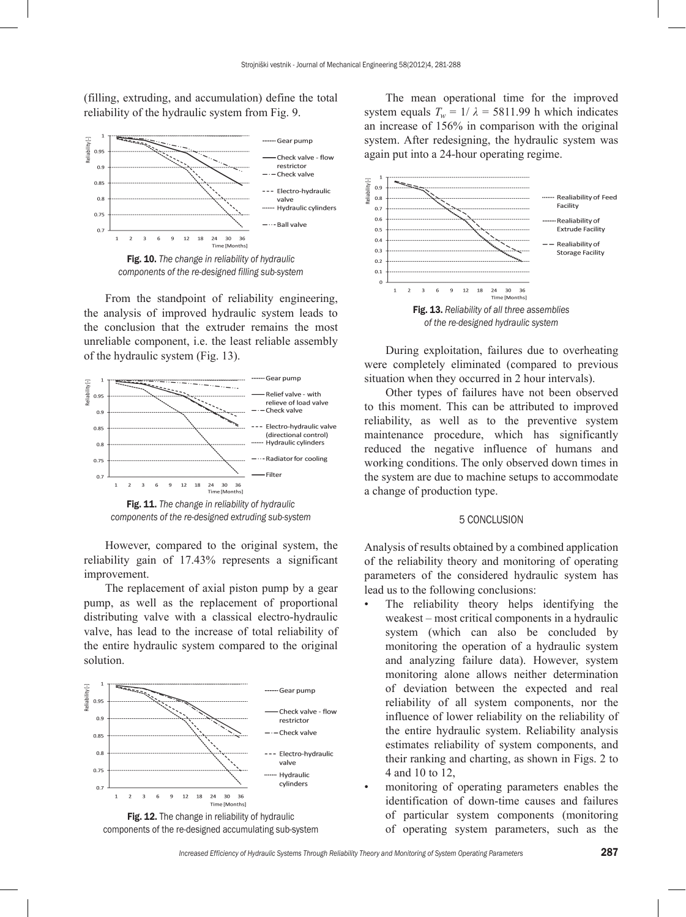(filling, extruding, and accumulation) define the total reliability of the hydraulic system from Fig. 9.

**Fig. 10.** *The change in reliability of hydraulic components of the re-designed filling sub-system*

From the standpoint of reliability engineering, the analysis of improved hydraulic system leads to the conclusion that the extruder remains the most unreliable component, i.e. the least reliable assembly of the hydraulic system (Fig. 13).

**Fig. 11.** *The change in reliability of hydraulic components of the re-designed extruding sub-system*

However, compared to the original system, the reliability gain of 17.43% represents a significant improvement.

The replacement of axial piston pump by a gear pump, as well as the replacement of proportional distributing valve with a classical electro-hydraulic valve, has lead to the increase of total reliability of the entire hydraulic system compared to the original solution.

**Fig. 12.** The change in reliability of hydraulic components of the re-designed accumulating sub-system

The mean operational time for the improved system equals $T_w = 1/\lambda = 5811.99$ h which indicates an increase of 156% in comparison with the original system. After redesigning, the hydraulic system was again put into a 24-hour operating regime.

**Fig. 13.** *Reliability of all three assemblies of the re-designed hydraulic system*

During exploitation, failures due to overheating were completely eliminated (compared to previous situation when they occurred in 2 hour intervals).

Other types of failures have not been observed to this moment. This can be attributed to improved reliability, as well as to the preventive system maintenance procedure, which has significantly reduced the negative influence of humans and working conditions. The only observed down times in the system are due to machine setups to accommodate a change of production type.

## 5 CONCLUSION

Analysis of results obtained by a combined application of the reliability theory and monitoring of operating parameters of the considered hydraulic system has lead us to the following conclusions:

- The reliability theory helps identifying the weakest – most critical components in a hydraulic system (which can also be concluded by monitoring the operation of a hydraulic system and analyzing failure data). However, system monitoring alone allows neither determination of deviation between the expected and real reliability of all system components, nor the influence of lower reliability on the reliability of the entire hydraulic system. Reliability analysis estimates reliability of system components, and their ranking and charting, as shown in Figs. 2 to 4 and 10 to 12,
- monitoring of operating parameters enables the identification of down-time causes and failures of particular system components (monitoring of operating system parameters, such as the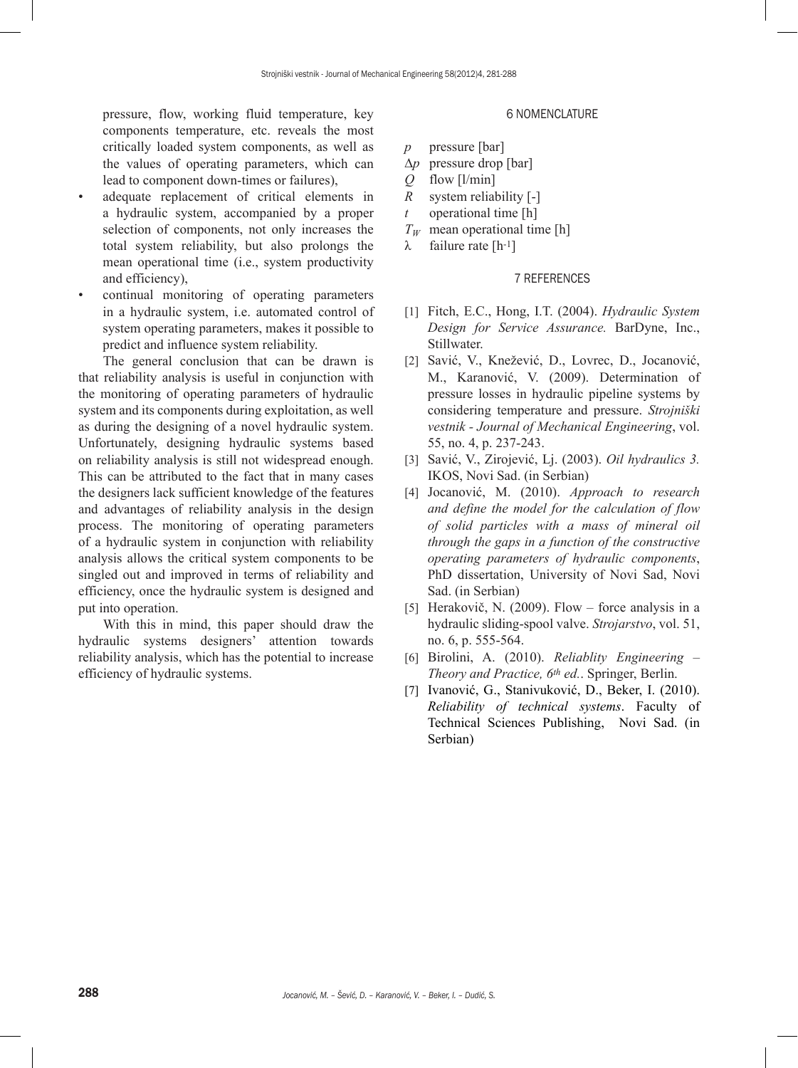pressure, flow, working fluid temperature, key components temperature, etc. reveals the most critically loaded system components, as well as the values of operating parameters, which can lead to component down-times or failures),

- adequate replacement of critical elements in a hydraulic system, accompanied by a proper selection of components, not only increases the total system reliability, but also prolongs the mean operational time (i.e., system productivity and efficiency),
- continual monitoring of operating parameters in a hydraulic system, i.e. automated control of system operating parameters, makes it possible to predict and influence system reliability.

The general conclusion that can be drawn is that reliability analysis is useful in conjunction with the monitoring of operating parameters of hydraulic system and its components during exploitation, as well as during the designing of a novel hydraulic system. Unfortunately, designing hydraulic systems based on reliability analysis is still not widespread enough. This can be attributed to the fact that in many cases the designers lack sufficient knowledge of the features and advantages of reliability analysis in the design process. The monitoring of operating parameters of a hydraulic system in conjunction with reliability analysis allows the critical system components to be singled out and improved in terms of reliability and efficiency, once the hydraulic system is designed and put into operation.

With this in mind, this paper should draw the hydraulic systems designers' attention towards reliability analysis, which has the potential to increase efficiency of hydraulic systems.

## 6 NOMENCLATURE

- $p$ pressure [bar]
- $\Delta p$ pressure drop [bar]
- $Q$ flow [l/min]
- $R$ system reliability [-]
- $t$ operational time [h]
- $T_W$ mean operational time [h]
- $\lambda$ failure rate [$h^{-1}$]

## 7 REFERENCES

[1] Fitch, E.C., Hong, I.T. (2004). *Hydraulic System Design for Service Assurance.* BarDyne, Inc., Stillwater.

[2] Savić, V., Knežević, D., Lovrec, D., Jocanović, M., Karanović, V. (2009). Determination of pressure losses in hydraulic pipeline systems by considering temperature and pressure. *Strojniški vestnik - Journal of Mechanical Engineering*, vol. 55, no. 4, p. 237-243.

[3] Savić, V., Zirojević, Lj. (2003). *Oil hydraulics 3.* IKOS, Novi Sad. (in Serbian)

[4] Jocanović, M. (2010). *Approach to research and define the model for the calculation of flow of solid particles with a mass of mineral oil through the gaps in a function of the constructive operating parameters of hydraulic components*, PhD dissertation, University of Novi Sad, Novi Sad. (in Serbian)

[5] Herakovič, N. (2009). Flow – force analysis in a hydraulic sliding-spool valve. *Strojarstvo*, vol. 51, no. 6, p. 555-564.

[6] Birolini, A. (2010). *Reliablity Engineering – Theory and Practice, 6th ed.*. Springer, Berlin.

[7] Ivanović, G., Stanivuković, D., Beker, I. (2010). *Reliability of technical systems*. Faculty of Technical Sciences Publishing, Novi Sad. (in Serbian)